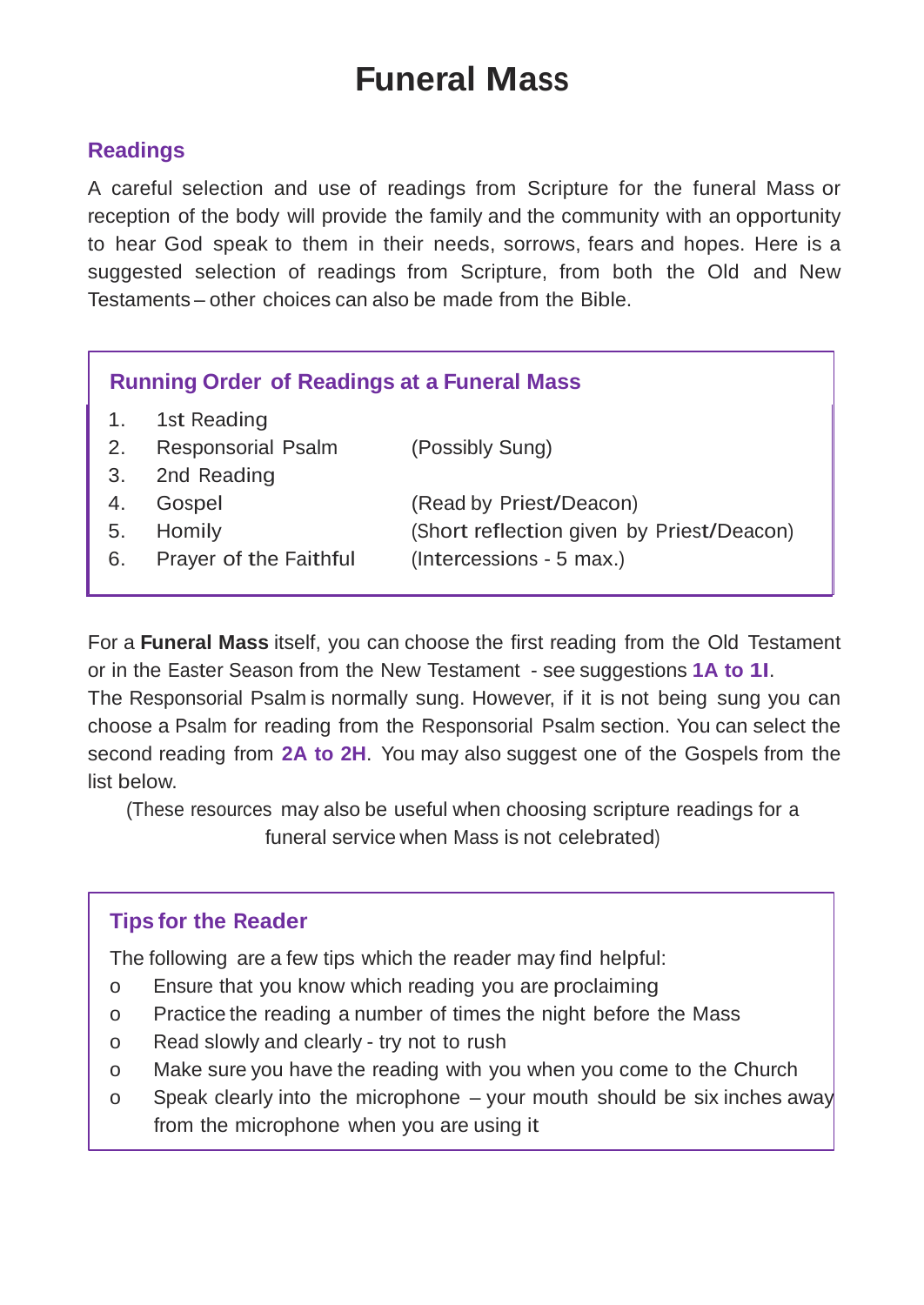# Funeral Mass

## Readings

A careful selection and use of readings from Scripture for the funeral Mass or reception of the body will provide the family and the community with an opportunity to hear God speak to them in their needs, sorrows, fears and hopes. Here is a suggested selection of readings from Scripture, from both the Old and New Testaments – other choices can also be made from the Bible.

### Running Order of Readings at a Funeral Mass

| | | |
|---|---|---|
| 1. | 1st Reading | |
| 2. | Responsorial Psalm | (Possibly Sung) |
| 3. | 2nd Reading | |
| 4. | Gospel | (Read by Priest/Deacon) |
| 5. | Homily | (Short reflection given by Priest/Deacon) |
| 6. | Prayer of the Faithful | (Intercessions - 5 max.) |

For a **Funeral Mass** itself, you can choose the first reading from the Old Testament or in the Easter Season from the New Testament - see suggestions **1A to 1I**.
The Responsorial Psalm is normally sung. However, if it is not being sung you can choose a Psalm for reading from the Responsorial Psalm section. You can select the second reading from **2A to 2H**. You may also suggest one of the Gospels from the list below.

(These resources may also be useful when choosing scripture readings for a funeral service when Mass is not celebrated)

### Tips for the Reader

The following are a few tips which the reader may find helpful:

- Ensure that you know which reading you are proclaiming
- Practice the reading a number of times the night before the Mass
- Read slowly and clearly - try not to rush
- Make sure you have the reading with you when you come to the Church
- Speak clearly into the microphone – your mouth should be six inches away from the microphone when you are using it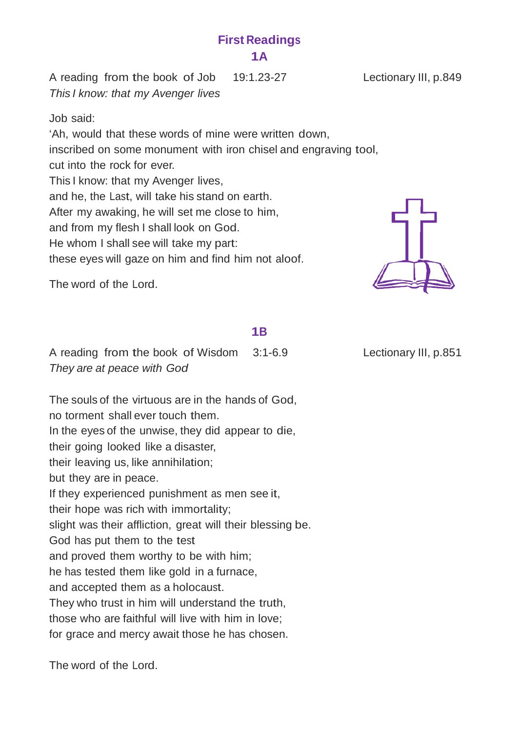## First Readings

### 1A

A reading from the book of Job 19:1.23-27 Lectionary III, p.849

*This I know: that my Avenger lives*

Job said:
'Ah, would that these words of mine were written down,
inscribed on some monument with iron chisel and engraving tool,
cut into the rock for ever.
This I know: that my Avenger lives,
and he, the Last, will take his stand on earth.
After my awaking, he will set me close to him,
and from my flesh I shall look on God.
He whom I shall see will take my part:
these eyes will gaze on him and find him not aloof.

The word of the Lord.

### 1B

A reading from the book of Wisdom 3:1-6.9 Lectionary III, p.851

*They are at peace with God*

The souls of the virtuous are in the hands of God,
no torment shall ever touch them.
In the eyes of the unwise, they did appear to die,
their going looked like a disaster,
their leaving us, like annihilation;
but they are in peace.
If they experienced punishment as men see it,
their hope was rich with immortality;
slight was their affliction, great will their blessing be.
God has put them to the test
and proved them worthy to be with him;
he has tested them like gold in a furnace,
and accepted them as a holocaust.
They who trust in him will understand the truth,
those who are faithful will live with him in love;
for grace and mercy await those he has chosen.

The word of the Lord.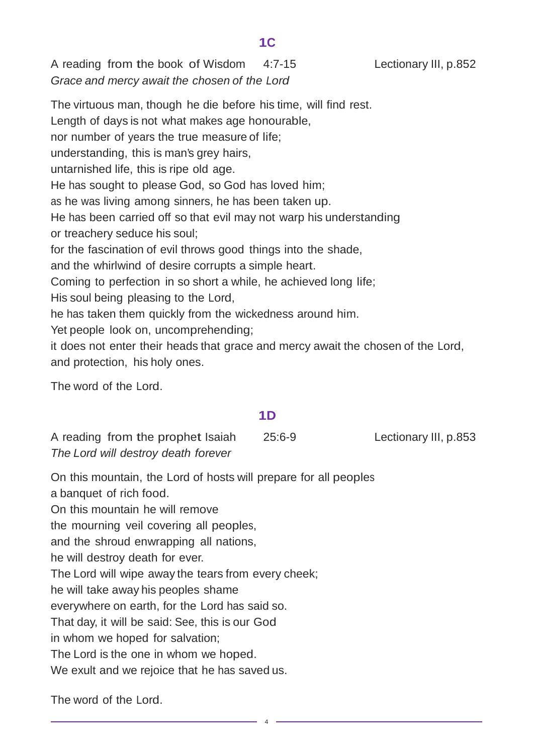## 1C

A reading from the book of Wisdom 4:7-15 Lectionary III, p.852
*Grace and mercy await the chosen of the Lord*

The virtuous man, though he die before his time, will find rest.
Length of days is not what makes age honourable,
nor number of years the true measure of life;
understanding, this is man's grey hairs,
untarnished life, this is ripe old age.
He has sought to please God, so God has loved him;
as he was living among sinners, he has been taken up.
He has been carried off so that evil may not warp his understanding
or treachery seduce his soul;
for the fascination of evil throws good things into the shade,
and the whirlwind of desire corrupts a simple heart.
Coming to perfection in so short a while, he achieved long life;
His soul being pleasing to the Lord,
he has taken them quickly from the wickedness around him.
Yet people look on, uncomprehending;
it does not enter their heads that grace and mercy await the chosen of the Lord,
and protection, his holy ones.

The word of the Lord.

## 1D

A reading from the prophet Isaiah 25:6-9 Lectionary III, p.853
*The Lord will destroy death forever*

On this mountain, the Lord of hosts will prepare for all peoples
a banquet of rich food.
On this mountain he will remove
the mourning veil covering all peoples,
and the shroud enwrapping all nations,
he will destroy death for ever.
The Lord will wipe away the tears from every cheek;
he will take away his peoples shame
everywhere on earth, for the Lord has said so.
That day, it will be said: See, this is our God
in whom we hoped for salvation;
The Lord is the one in whom we hoped.
We exult and we rejoice that he has saved us.

The word of the Lord.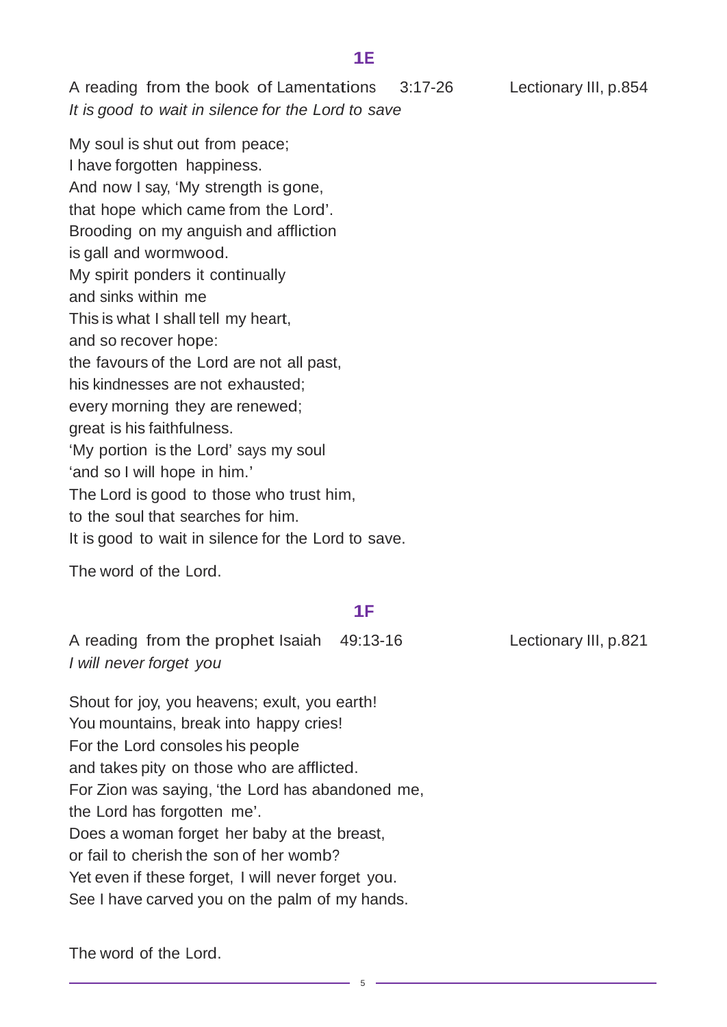## 1E

A reading from the book of Lamentations 3:17-26 Lectionary III, p.854

*It is good to wait in silence for the Lord to save*

My soul is shut out from peace;
I have forgotten happiness.
And now I say, 'My strength is gone,
that hope which came from the Lord'.
Brooding on my anguish and affliction
is gall and wormwood.
My spirit ponders it continually
and sinks within me
This is what I shall tell my heart,
and so recover hope:
the favours of the Lord are not all past,
his kindnesses are not exhausted;
every morning they are renewed;
great is his faithfulness.
'My portion is the Lord' says my soul
'and so I will hope in him.'
The Lord is good to those who trust him,
to the soul that searches for him.
It is good to wait in silence for the Lord to save.

The word of the Lord.

## 1F

A reading from the prophet Isaiah 49:13-16 Lectionary III, p.821

*I will never forget you*

Shout for joy, you heavens; exult, you earth!
You mountains, break into happy cries!
For the Lord consoles his people
and takes pity on those who are afflicted.
For Zion was saying, 'the Lord has abandoned me,
the Lord has forgotten me'.
Does a woman forget her baby at the breast,
or fail to cherish the son of her womb?
Yet even if these forget, I will never forget you.
See I have carved you on the palm of my hands.

The word of the Lord.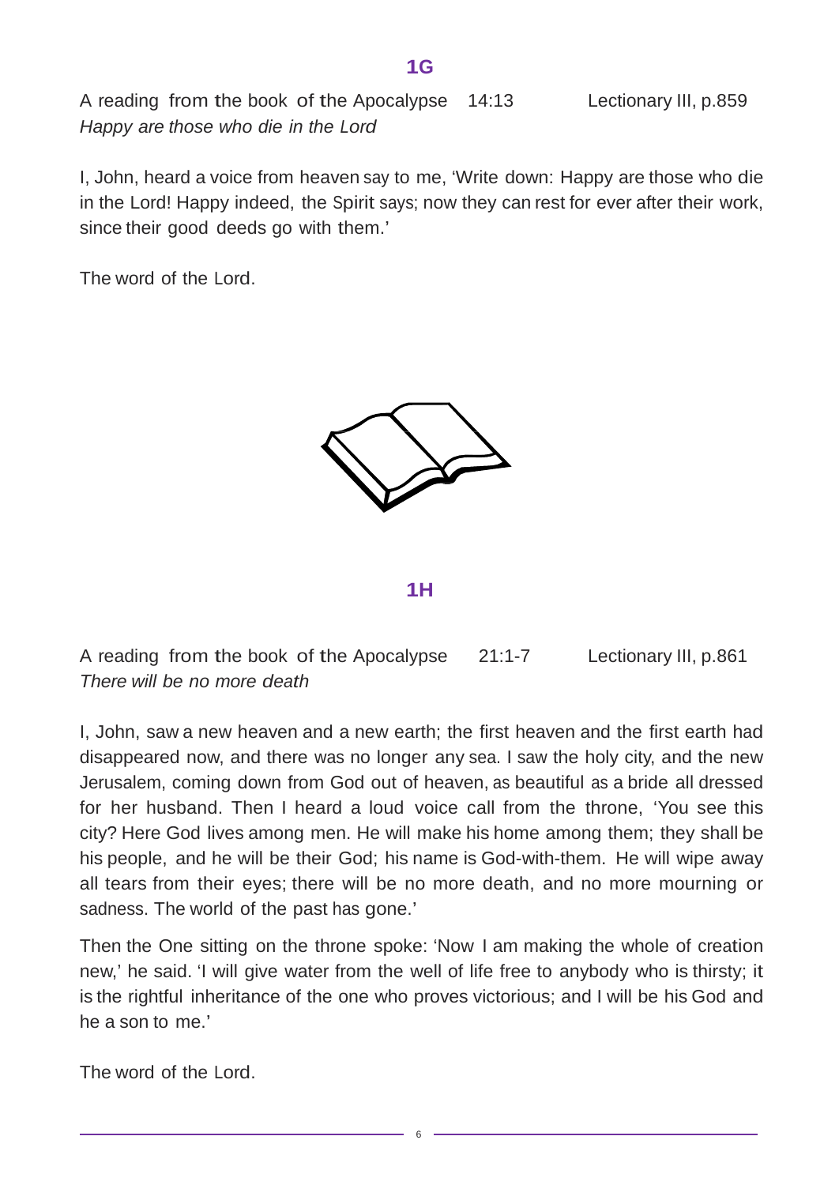## 1G

A reading from the book of the Apocalypse 14:13 Lectionary III, p.859

*Happy are those who die in the Lord*

I, John, heard a voice from heaven say to me, 'Write down: Happy are those who die in the Lord! Happy indeed, the Spirit says; now they can rest for ever after their work, since their good deeds go with them.'

The word of the Lord.

## 1H

A reading from the book of the Apocalypse 21:1-7 Lectionary III, p.861

*There will be no more death*

I, John, saw a new heaven and a new earth; the first heaven and the first earth had disappeared now, and there was no longer any sea. I saw the holy city, and the new Jerusalem, coming down from God out of heaven, as beautiful as a bride all dressed for her husband. Then I heard a loud voice call from the throne, 'You see this city? Here God lives among men. He will make his home among them; they shall be his people, and he will be their God; his name is God-with-them. He will wipe away all tears from their eyes; there will be no more death, and no more mourning or sadness. The world of the past has gone.'

Then the One sitting on the throne spoke: 'Now I am making the whole of creation new,' he said. 'I will give water from the well of life free to anybody who is thirsty; it is the rightful inheritance of the one who proves victorious; and I will be his God and he a son to me.'

The word of the Lord.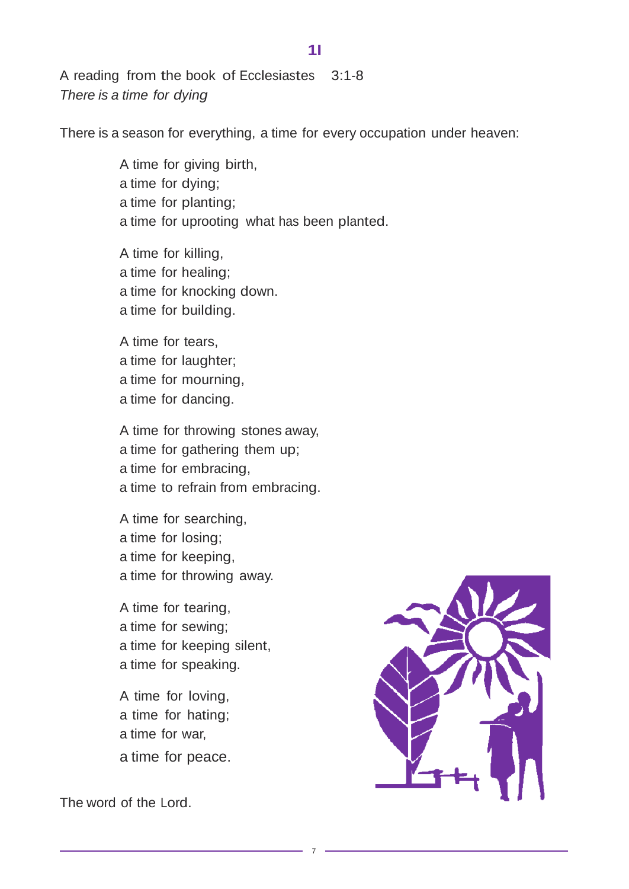# 1I

A reading from the book of Ecclesiastes 3:1-8

*There is a time for dying*

There is a season for everything, a time for every occupation under heaven:

A time for giving birth,
a time for dying;
a time for planting;
a time for uprooting what has been planted.

A time for killing,
a time for healing;
a time for knocking down.
a time for building.

A time for tears,
a time for laughter;
a time for mourning,
a time for dancing.

A time for throwing stones away,
a time for gathering them up;
a time for embracing,
a time to refrain from embracing.

A time for searching,
a time for losing;
a time for keeping,
a time for throwing away.

A time for tearing,
a time for sewing;
a time for keeping silent,
a time for speaking.

A time for loving,
a time for hating;
a time for war,
a time for peace.

The word of the Lord.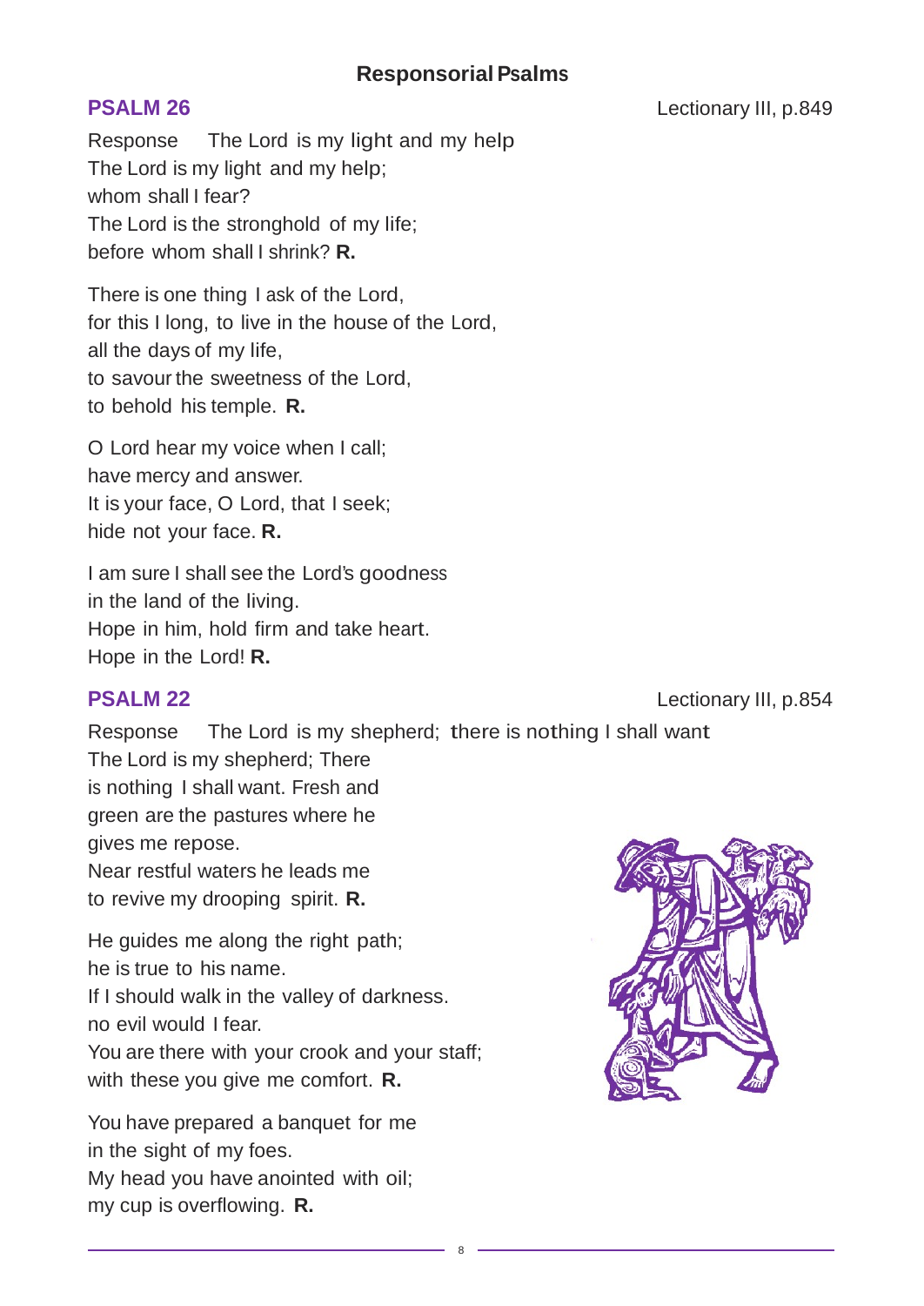## Responsorial Psalms

**PSALM 26** Lectionary III, p.849

Response The Lord is my light and my help

The Lord is my light and my help;
whom shall I fear?
The Lord is the stronghold of my life;
before whom shall I shrink? **R.**

There is one thing I ask of the Lord,
for this I long, to live in the house of the Lord,
all the days of my life,
to savour the sweetness of the Lord,
to behold his temple. **R.**

O Lord hear my voice when I call;
have mercy and answer.
It is your face, O Lord, that I seek;
hide not your face. **R.**

I am sure I shall see the Lord's goodness
in the land of the living.
Hope in him, hold firm and take heart.
Hope in the Lord! **R.**

**PSALM 22** Lectionary III, p.854

Response The Lord is my shepherd; there is nothing I shall want

The Lord is my shepherd; There
is nothing I shall want. Fresh and
green are the pastures where he
gives me repose.
Near restful waters he leads me
to revive my drooping spirit. **R.**

He guides me along the right path;
he is true to his name.
If I should walk in the valley of darkness.
no evil would I fear.
You are there with your crook and your staff;
with these you give me comfort. **R.**

You have prepared a banquet for me
in the sight of my foes.
My head you have anointed with oil;
my cup is overflowing. **R.**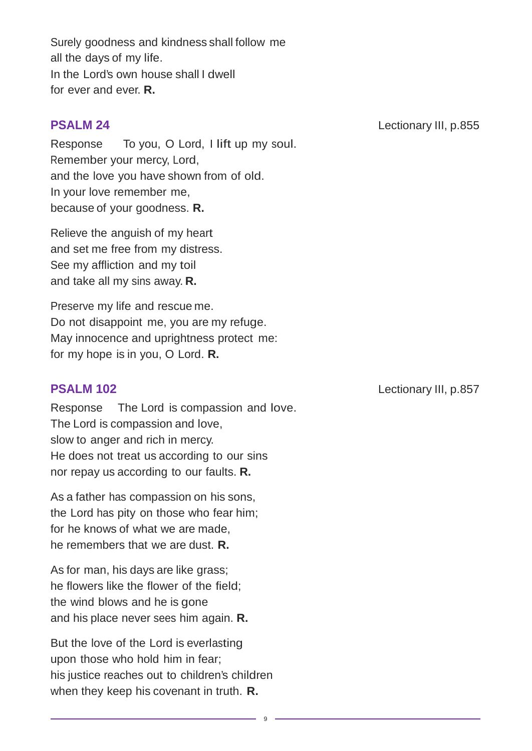Surely goodness and kindness shall follow me
all the days of my life.
In the Lord's own house shall I dwell
for ever and ever. **R.**

## PSALM 24

Lectionary III, p.855

Response To you, O Lord, I lift up my soul.
Remember your mercy, Lord,
and the love you have shown from of old.
In your love remember me,
because of your goodness. **R.**

Relieve the anguish of my heart
and set me free from my distress.
See my affliction and my toil
and take all my sins away. **R.**

Preserve my life and rescue me.
Do not disappoint me, you are my refuge.
May innocence and uprightness protect me:
for my hope is in you, O Lord. **R.**

## PSALM 102

Lectionary III, p.857

Response The Lord is compassion and love.
The Lord is compassion and love,
slow to anger and rich in mercy.
He does not treat us according to our sins
nor repay us according to our faults. **R.**

As a father has compassion on his sons,
the Lord has pity on those who fear him;
for he knows of what we are made,
he remembers that we are dust. **R.**

As for man, his days are like grass;
he flowers like the flower of the field;
the wind blows and he is gone
and his place never sees him again. **R.**

But the love of the Lord is everlasting
upon those who hold him in fear;
his justice reaches out to children's children
when they keep his covenant in truth. **R.**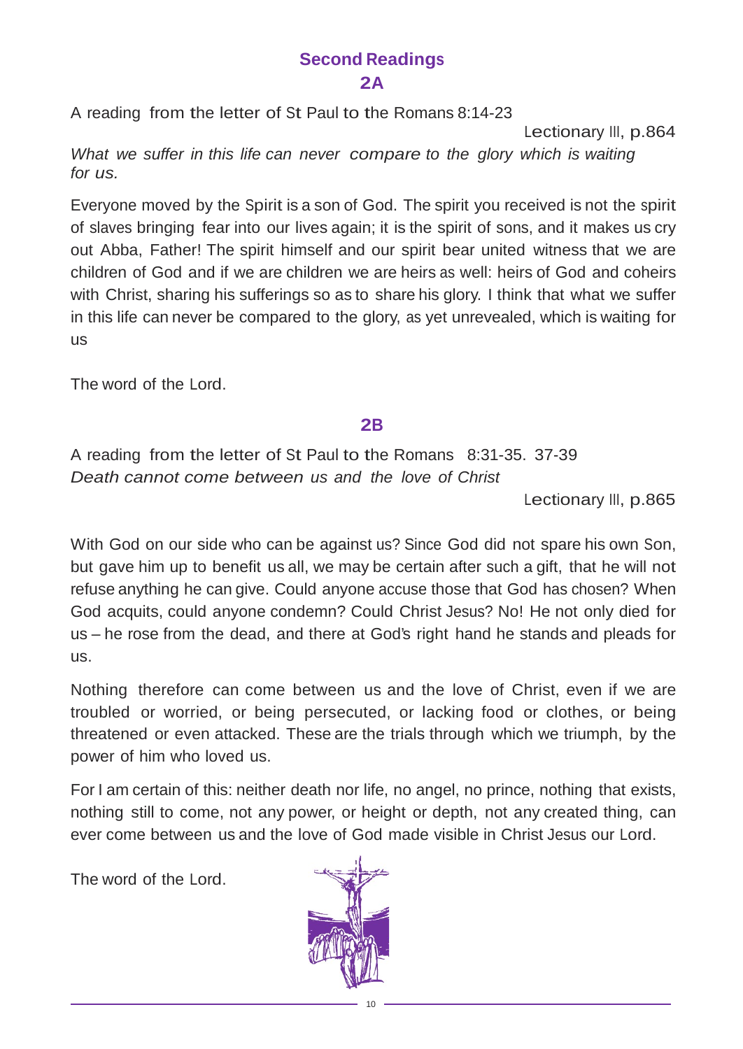## Second Readings

### 2A

A reading from the letter of St Paul to the Romans 8:14-23

Lectionary III, p.864

*What we suffer in this life can never compare to the glory which is waiting for us.*

Everyone moved by the Spirit is a son of God. The spirit you received is not the spirit of slaves bringing fear into our lives again; it is the spirit of sons, and it makes us cry out Abba, Father! The spirit himself and our spirit bear united witness that we are children of God and if we are children we are heirs as well: heirs of God and coheirs with Christ, sharing his sufferings so as to share his glory. I think that what we suffer in this life can never be compared to the glory, as yet unrevealed, which is waiting for us

The word of the Lord.

### 2B

A reading from the letter of St Paul to the Romans 8:31-35. 37-39

*Death cannot come between us and the love of Christ*

Lectionary III, p.865

With God on our side who can be against us? Since God did not spare his own Son, but gave him up to benefit us all, we may be certain after such a gift, that he will not refuse anything he can give. Could anyone accuse those that God has chosen? When God acquits, could anyone condemn? Could Christ Jesus? No! He not only died for us – he rose from the dead, and there at God's right hand he stands and pleads for us.

Nothing therefore can come between us and the love of Christ, even if we are troubled or worried, or being persecuted, or lacking food or clothes, or being threatened or even attacked. These are the trials through which we triumph, by the power of him who loved us.

For I am certain of this: neither death nor life, no angel, no prince, nothing that exists, nothing still to come, not any power, or height or depth, not any created thing, can ever come between us and the love of God made visible in Christ Jesus our Lord.

The word of the Lord.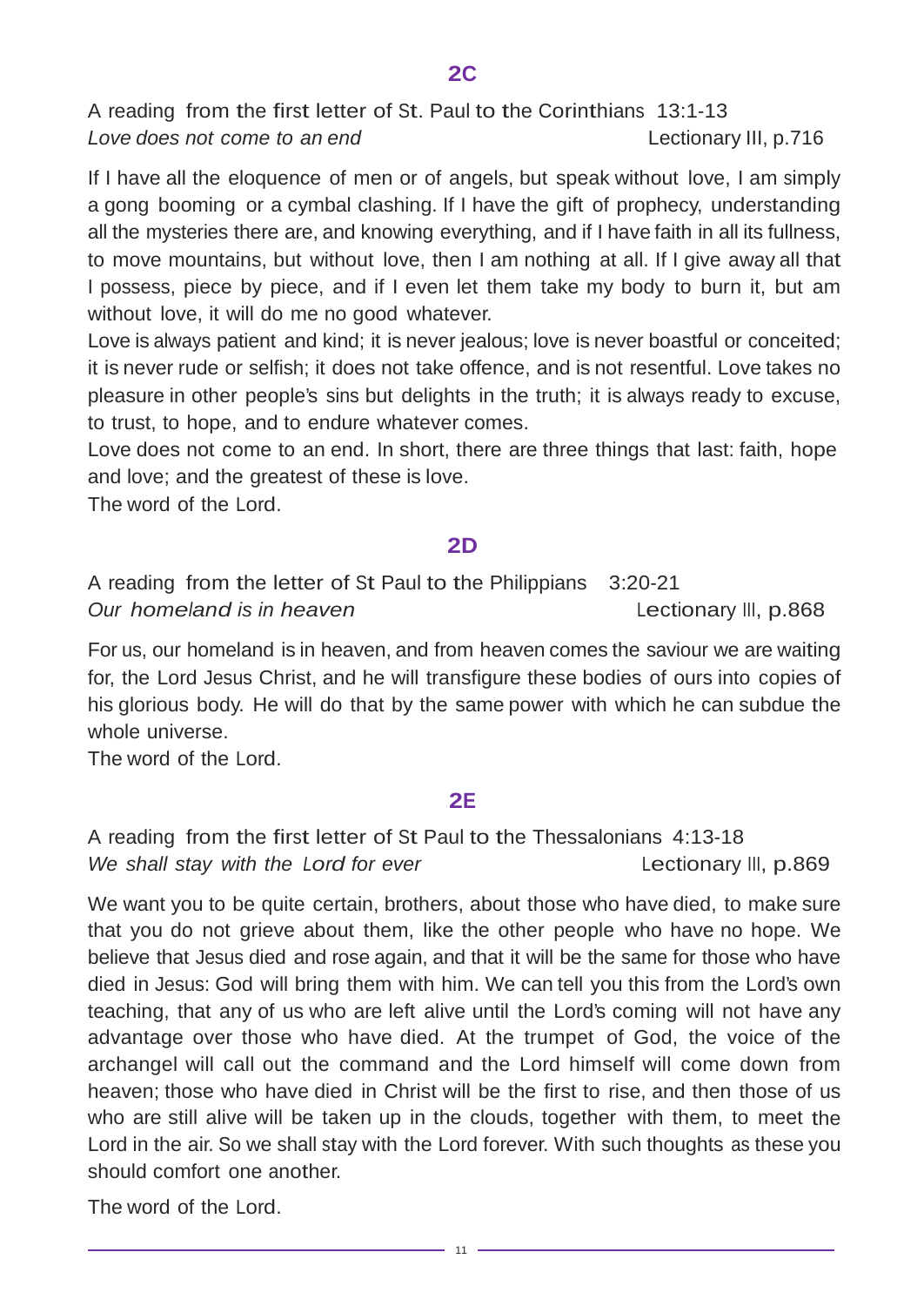## 2C

A reading from the first letter of St. Paul to the Corinthians 13:1-13
*Love does not come to an end* Lectionary III, p.716

If I have all the eloquence of men or of angels, but speak without love, I am simply a gong booming or a cymbal clashing. If I have the gift of prophecy, understanding all the mysteries there are, and knowing everything, and if I have faith in all its fullness, to move mountains, but without love, then I am nothing at all. If I give away all that I possess, piece by piece, and if I even let them take my body to burn it, but am without love, it will do me no good whatever.
Love is always patient and kind; it is never jealous; love is never boastful or conceited; it is never rude or selfish; it does not take offence, and is not resentful. Love takes no pleasure in other people's sins but delights in the truth; it is always ready to excuse, to trust, to hope, and to endure whatever comes.
Love does not come to an end. In short, there are three things that last: faith, hope and love; and the greatest of these is love.
The word of the Lord.

## 2D

A reading from the letter of St Paul to the Philippians 3:20-21
*Our homeland is in heaven* Lectionary III, p.868

For us, our homeland is in heaven, and from heaven comes the saviour we are waiting for, the Lord Jesus Christ, and he will transfigure these bodies of ours into copies of his glorious body. He will do that by the same power with which he can subdue the whole universe.
The word of the Lord.

## 2E

A reading from the first letter of St Paul to the Thessalonians 4:13-18
*We shall stay with the Lord for ever* Lectionary III, p.869

We want you to be quite certain, brothers, about those who have died, to make sure that you do not grieve about them, like the other people who have no hope. We believe that Jesus died and rose again, and that it will be the same for those who have died in Jesus: God will bring them with him. We can tell you this from the Lord's own teaching, that any of us who are left alive until the Lord's coming will not have any advantage over those who have died. At the trumpet of God, the voice of the archangel will call out the command and the Lord himself will come down from heaven; those who have died in Christ will be the first to rise, and then those of us who are still alive will be taken up in the clouds, together with them, to meet the Lord in the air. So we shall stay with the Lord forever. With such thoughts as these you should comfort one another.

The word of the Lord.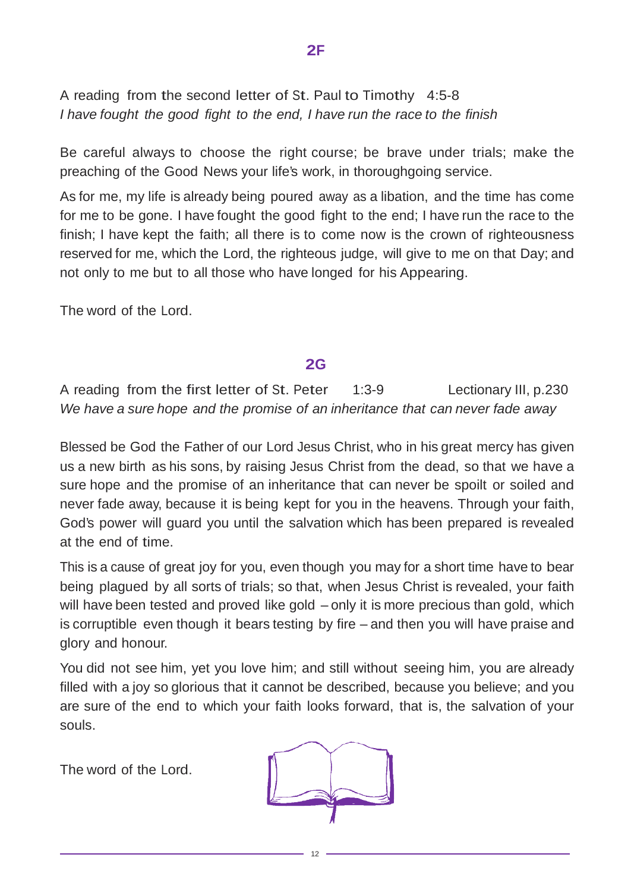## 2F

A reading from the second letter of St. Paul to Timothy 4:5-8
*I have fought the good fight to the end, I have run the race to the finish*

Be careful always to choose the right course; be brave under trials; make the preaching of the Good News your life's work, in thoroughgoing service.

As for me, my life is already being poured away as a libation, and the time has come for me to be gone. I have fought the good fight to the end; I have run the race to the finish; I have kept the faith; all there is to come now is the crown of righteousness reserved for me, which the Lord, the righteous judge, will give to me on that Day; and not only to me but to all those who have longed for his Appearing.

The word of the Lord.

## 2G

A reading from the first letter of St. Peter 1:3-9 Lectionary III, p.230
*We have a sure hope and the promise of an inheritance that can never fade away*

Blessed be God the Father of our Lord Jesus Christ, who in his great mercy has given us a new birth as his sons, by raising Jesus Christ from the dead, so that we have a sure hope and the promise of an inheritance that can never be spoilt or soiled and never fade away, because it is being kept for you in the heavens. Through your faith, God's power will guard you until the salvation which has been prepared is revealed at the end of time.

This is a cause of great joy for you, even though you may for a short time have to bear being plagued by all sorts of trials; so that, when Jesus Christ is revealed, your faith will have been tested and proved like gold – only it is more precious than gold, which is corruptible even though it bears testing by fire – and then you will have praise and glory and honour.

You did not see him, yet you love him; and still without seeing him, you are already filled with a joy so glorious that it cannot be described, because you believe; and you are sure of the end to which your faith looks forward, that is, the salvation of your souls.

The word of the Lord.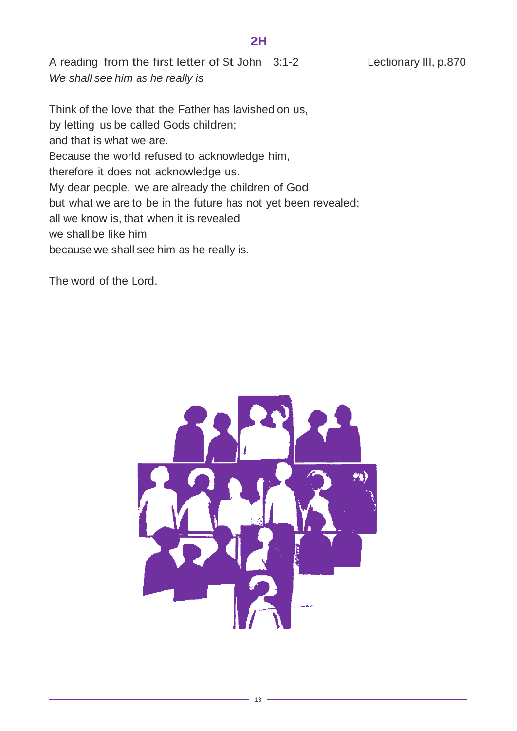## 2H

A reading from the first letter of St John 3:1-2 Lectionary III, p.870

*We shall see him as he really is*

Think of the love that the Father has lavished on us,
by letting us be called Gods children;
and that is what we are.
Because the world refused to acknowledge him,
therefore it does not acknowledge us.
My dear people, we are already the children of God
but what we are to be in the future has not yet been revealed;
all we know is, that when it is revealed
we shall be like him
because we shall see him as he really is.

The word of the Lord.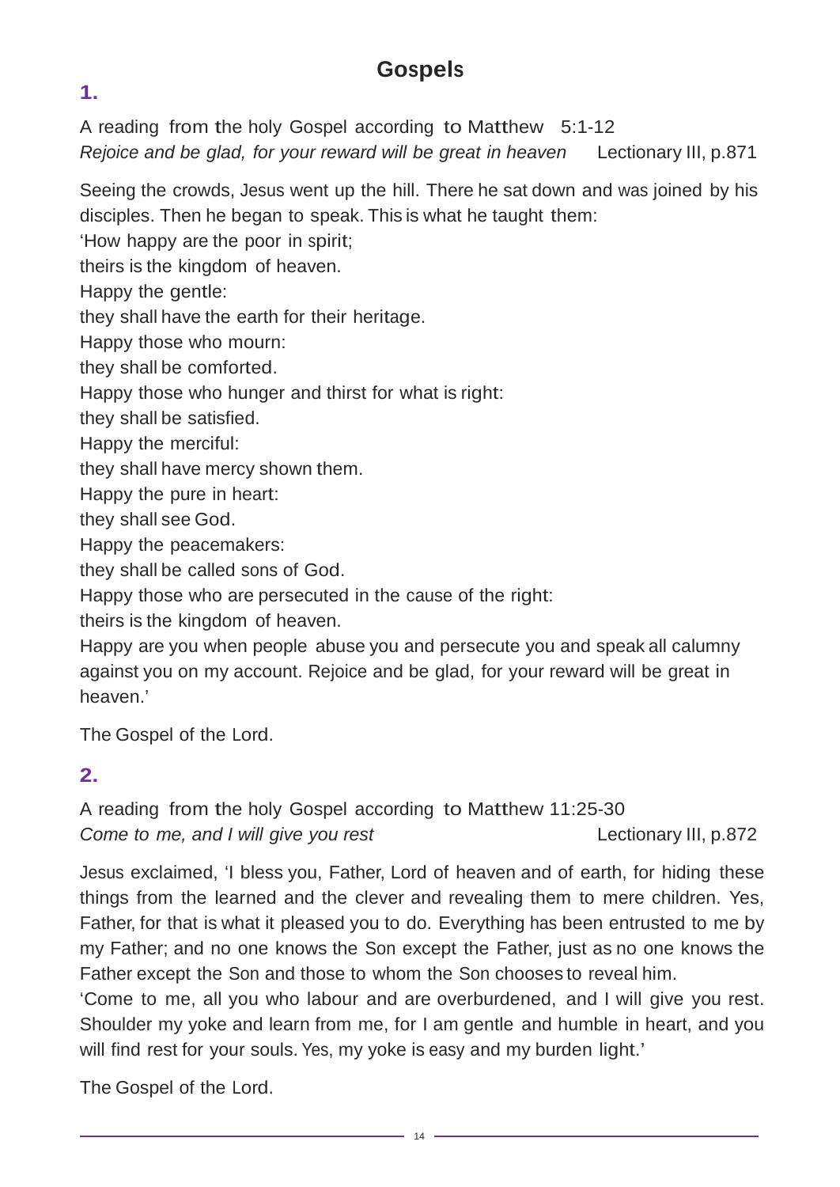# Gospels

## 1.

A reading from the holy Gospel according to Matthew 5:1-12
*Rejoice and be glad, for your reward will be great in heaven* Lectionary III, p.871

Seeing the crowds, Jesus went up the hill. There he sat down and was joined by his disciples. Then he began to speak. This is what he taught them:
'How happy are the poor in spirit;
theirs is the kingdom of heaven.
Happy the gentle:
they shall have the earth for their heritage.
Happy those who mourn:
they shall be comforted.
Happy those who hunger and thirst for what is right:
they shall be satisfied.
Happy the merciful:
they shall have mercy shown them.
Happy the pure in heart:
they shall see God.
Happy the peacemakers:
they shall be called sons of God.
Happy those who are persecuted in the cause of the right:
theirs is the kingdom of heaven.
Happy are you when people abuse you and persecute you and speak all calumny against you on my account. Rejoice and be glad, for your reward will be great in heaven.'

The Gospel of the Lord.

## 2.

A reading from the holy Gospel according to Matthew 11:25-30
*Come to me, and I will give you rest* Lectionary III, p.872

Jesus exclaimed, 'I bless you, Father, Lord of heaven and of earth, for hiding these things from the learned and the clever and revealing them to mere children. Yes, Father, for that is what it pleased you to do. Everything has been entrusted to me by my Father; and no one knows the Son except the Father, just as no one knows the Father except the Son and those to whom the Son chooses to reveal him.
'Come to me, all you who labour and are overburdened, and I will give you rest. Shoulder my yoke and learn from me, for I am gentle and humble in heart, and you will find rest for your souls. Yes, my yoke is easy and my burden light.'

The Gospel of the Lord.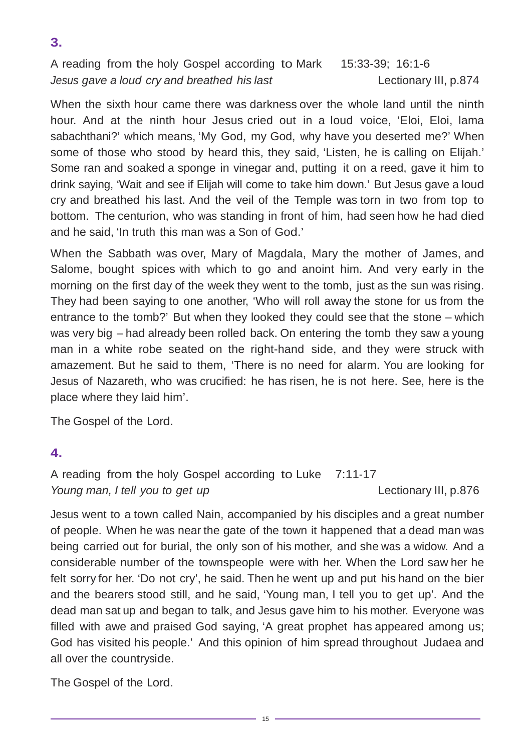## 3.

A reading from the holy Gospel according to Mark 15:33-39; 16:1-6
*Jesus gave a loud cry and breathed his last* Lectionary III, p.874

When the sixth hour came there was darkness over the whole land until the ninth hour. And at the ninth hour Jesus cried out in a loud voice, 'Eloi, Eloi, lama sabachthani?' which means, 'My God, my God, why have you deserted me?' When some of those who stood by heard this, they said, 'Listen, he is calling on Elijah.' Some ran and soaked a sponge in vinegar and, putting it on a reed, gave it him to drink saying, 'Wait and see if Elijah will come to take him down.' But Jesus gave a loud cry and breathed his last. And the veil of the Temple was torn in two from top to bottom. The centurion, who was standing in front of him, had seen how he had died and he said, 'In truth this man was a Son of God.'

When the Sabbath was over, Mary of Magdala, Mary the mother of James, and Salome, bought spices with which to go and anoint him. And very early in the morning on the first day of the week they went to the tomb, just as the sun was rising. They had been saying to one another, 'Who will roll away the stone for us from the entrance to the tomb?' But when they looked they could see that the stone – which was very big – had already been rolled back. On entering the tomb they saw a young man in a white robe seated on the right-hand side, and they were struck with amazement. But he said to them, 'There is no need for alarm. You are looking for Jesus of Nazareth, who was crucified: he has risen, he is not here. See, here is the place where they laid him'.

The Gospel of the Lord.

## 4.

A reading from the holy Gospel according to Luke 7:11-17
*Young man, I tell you to get up* Lectionary III, p.876

Jesus went to a town called Nain, accompanied by his disciples and a great number of people. When he was near the gate of the town it happened that a dead man was being carried out for burial, the only son of his mother, and she was a widow. And a considerable number of the townspeople were with her. When the Lord saw her he felt sorry for her. 'Do not cry', he said. Then he went up and put his hand on the bier and the bearers stood still, and he said, 'Young man, I tell you to get up'. And the dead man sat up and began to talk, and Jesus gave him to his mother. Everyone was filled with awe and praised God saying, 'A great prophet has appeared among us; God has visited his people.' And this opinion of him spread throughout Judaea and all over the countryside.

The Gospel of the Lord.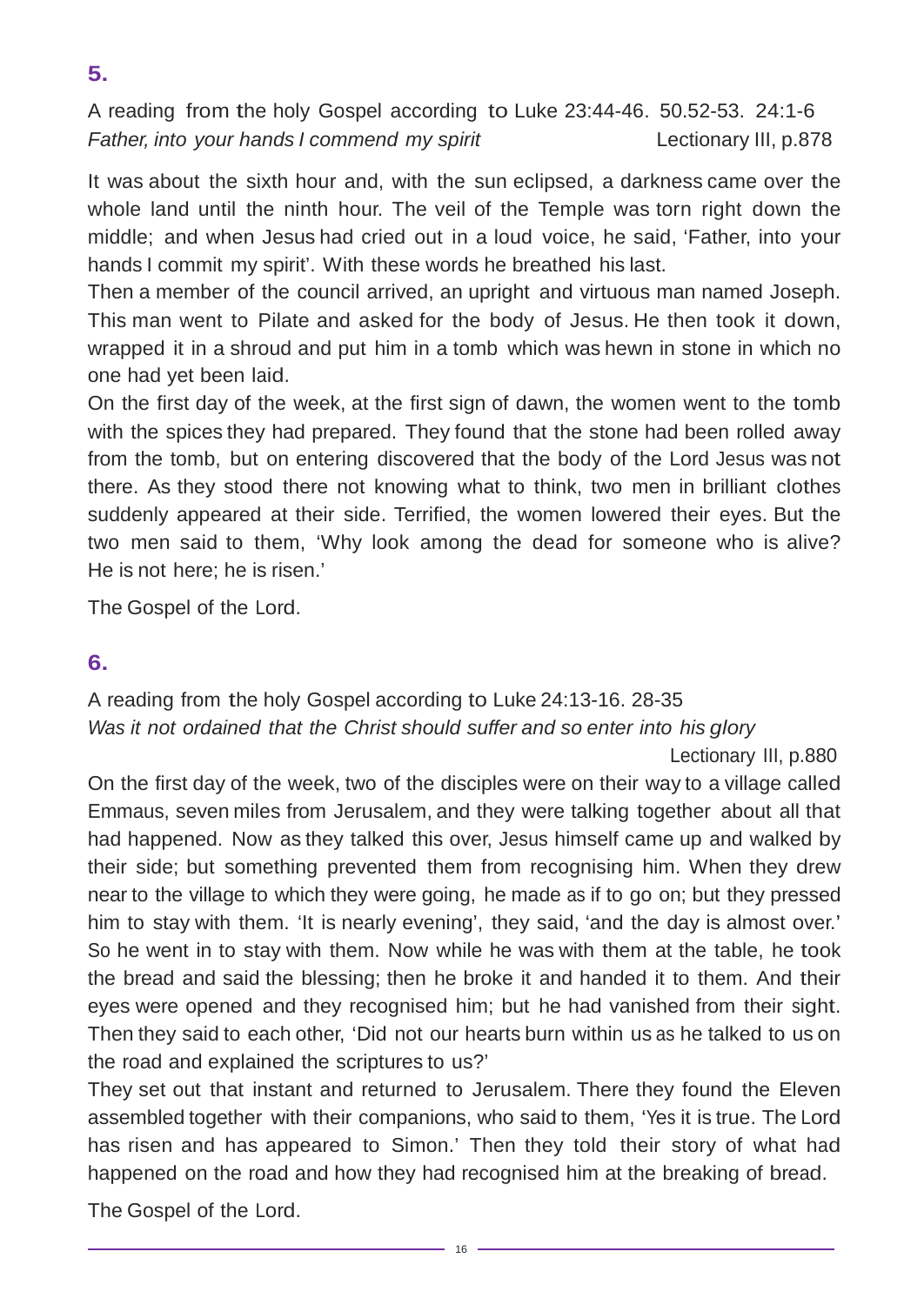## 5.

A reading from the holy Gospel according to Luke 23:44-46. 50.52-53. 24:1-6

*Father, into your hands I commend my spirit* Lectionary III, p.878

It was about the sixth hour and, with the sun eclipsed, a darkness came over the whole land until the ninth hour. The veil of the Temple was torn right down the middle; and when Jesus had cried out in a loud voice, he said, 'Father, into your hands I commit my spirit'. With these words he breathed his last.

Then a member of the council arrived, an upright and virtuous man named Joseph. This man went to Pilate and asked for the body of Jesus. He then took it down, wrapped it in a shroud and put him in a tomb which was hewn in stone in which no one had yet been laid.

On the first day of the week, at the first sign of dawn, the women went to the tomb with the spices they had prepared. They found that the stone had been rolled away from the tomb, but on entering discovered that the body of the Lord Jesus was not there. As they stood there not knowing what to think, two men in brilliant clothes suddenly appeared at their side. Terrified, the women lowered their eyes. But the two men said to them, 'Why look among the dead for someone who is alive? He is not here; he is risen.'

The Gospel of the Lord.

## 6.

A reading from the holy Gospel according to Luke 24:13-16. 28-35

*Was it not ordained that the Christ should suffer and so enter into his glory*

Lectionary III, p.880

On the first day of the week, two of the disciples were on their way to a village called Emmaus, seven miles from Jerusalem, and they were talking together about all that had happened. Now as they talked this over, Jesus himself came up and walked by their side; but something prevented them from recognising him. When they drew near to the village to which they were going, he made as if to go on; but they pressed him to stay with them. 'It is nearly evening', they said, 'and the day is almost over.' So he went in to stay with them. Now while he was with them at the table, he took the bread and said the blessing; then he broke it and handed it to them. And their eyes were opened and they recognised him; but he had vanished from their sight. Then they said to each other, 'Did not our hearts burn within us as he talked to us on the road and explained the scriptures to us?'

They set out that instant and returned to Jerusalem. There they found the Eleven assembled together with their companions, who said to them, 'Yes it is true. The Lord has risen and has appeared to Simon.' Then they told their story of what had happened on the road and how they had recognised him at the breaking of bread.

The Gospel of the Lord.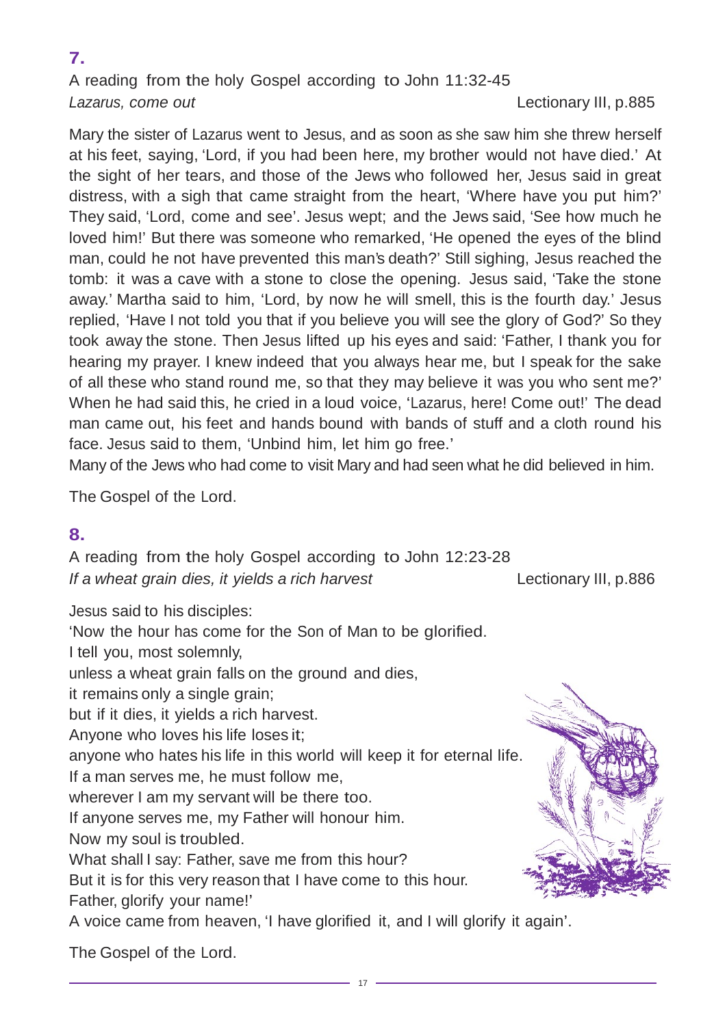## 7.

A reading from the holy Gospel according to John 11:32-45

*Lazarus, come out* Lectionary III, p.885

Mary the sister of Lazarus went to Jesus, and as soon as she saw him she threw herself at his feet, saying, 'Lord, if you had been here, my brother would not have died.' At the sight of her tears, and those of the Jews who followed her, Jesus said in great distress, with a sigh that came straight from the heart, 'Where have you put him?' They said, 'Lord, come and see'. Jesus wept; and the Jews said, 'See how much he loved him!' But there was someone who remarked, 'He opened the eyes of the blind man, could he not have prevented this man's death?' Still sighing, Jesus reached the tomb: it was a cave with a stone to close the opening. Jesus said, 'Take the stone away.' Martha said to him, 'Lord, by now he will smell, this is the fourth day.' Jesus replied, 'Have I not told you that if you believe you will see the glory of God?' So they took away the stone. Then Jesus lifted up his eyes and said: 'Father, I thank you for hearing my prayer. I knew indeed that you always hear me, but I speak for the sake of all these who stand round me, so that they may believe it was you who sent me?' When he had said this, he cried in a loud voice, 'Lazarus, here! Come out!' The dead man came out, his feet and hands bound with bands of stuff and a cloth round his face. Jesus said to them, 'Unbind him, let him go free.'
Many of the Jews who had come to visit Mary and had seen what he did believed in him.

The Gospel of the Lord.

## 8.

A reading from the holy Gospel according to John 12:23-28

*If a wheat grain dies, it yields a rich harvest* Lectionary III, p.886

Jesus said to his disciples:
'Now the hour has come for the Son of Man to be glorified.
I tell you, most solemnly,
unless a wheat grain falls on the ground and dies,
it remains only a single grain;
but if it dies, it yields a rich harvest.
Anyone who loves his life loses it;
anyone who hates his life in this world will keep it for eternal life.
If a man serves me, he must follow me,
wherever I am my servant will be there too.
If anyone serves me, my Father will honour him.
Now my soul is troubled.
What shall I say: Father, save me from this hour?
But it is for this very reason that I have come to this hour.
Father, glorify your name!'
A voice came from heaven, 'I have glorified it, and I will glorify it again'.

The Gospel of the Lord.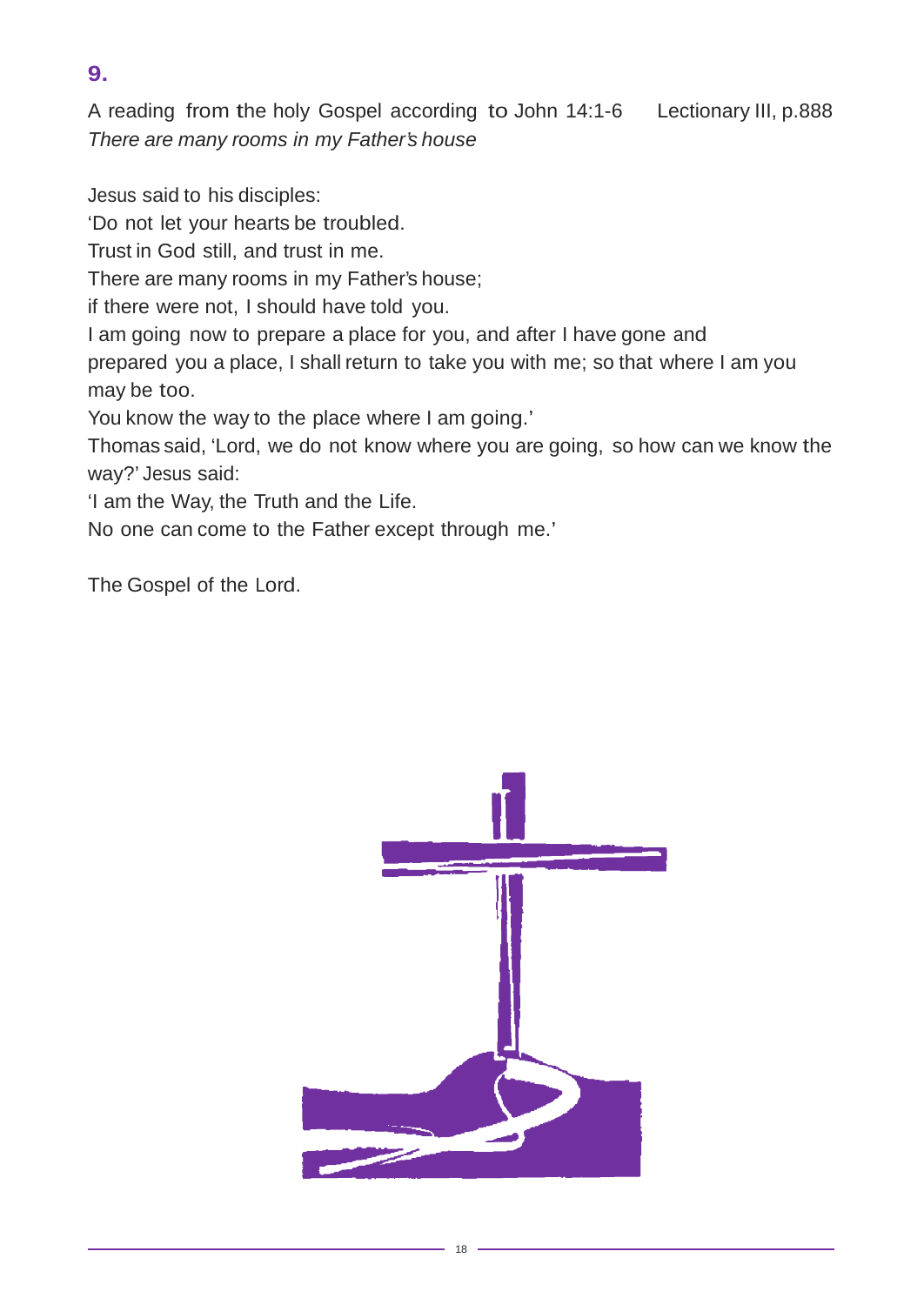## 9.

A reading from the holy Gospel according to John 14:1-6 Lectionary III, p.888

*There are many rooms in my Father's house*

Jesus said to his disciples:
'Do not let your hearts be troubled.
Trust in God still, and trust in me.
There are many rooms in my Father's house;
if there were not, I should have told you.
I am going now to prepare a place for you, and after I have gone and prepared you a place, I shall return to take you with me; so that where I am you may be too.
You know the way to the place where I am going.'
Thomas said, 'Lord, we do not know where you are going, so how can we know the way?' Jesus said:
'I am the Way, the Truth and the Life.
No one can come to the Father except through me.'

The Gospel of the Lord.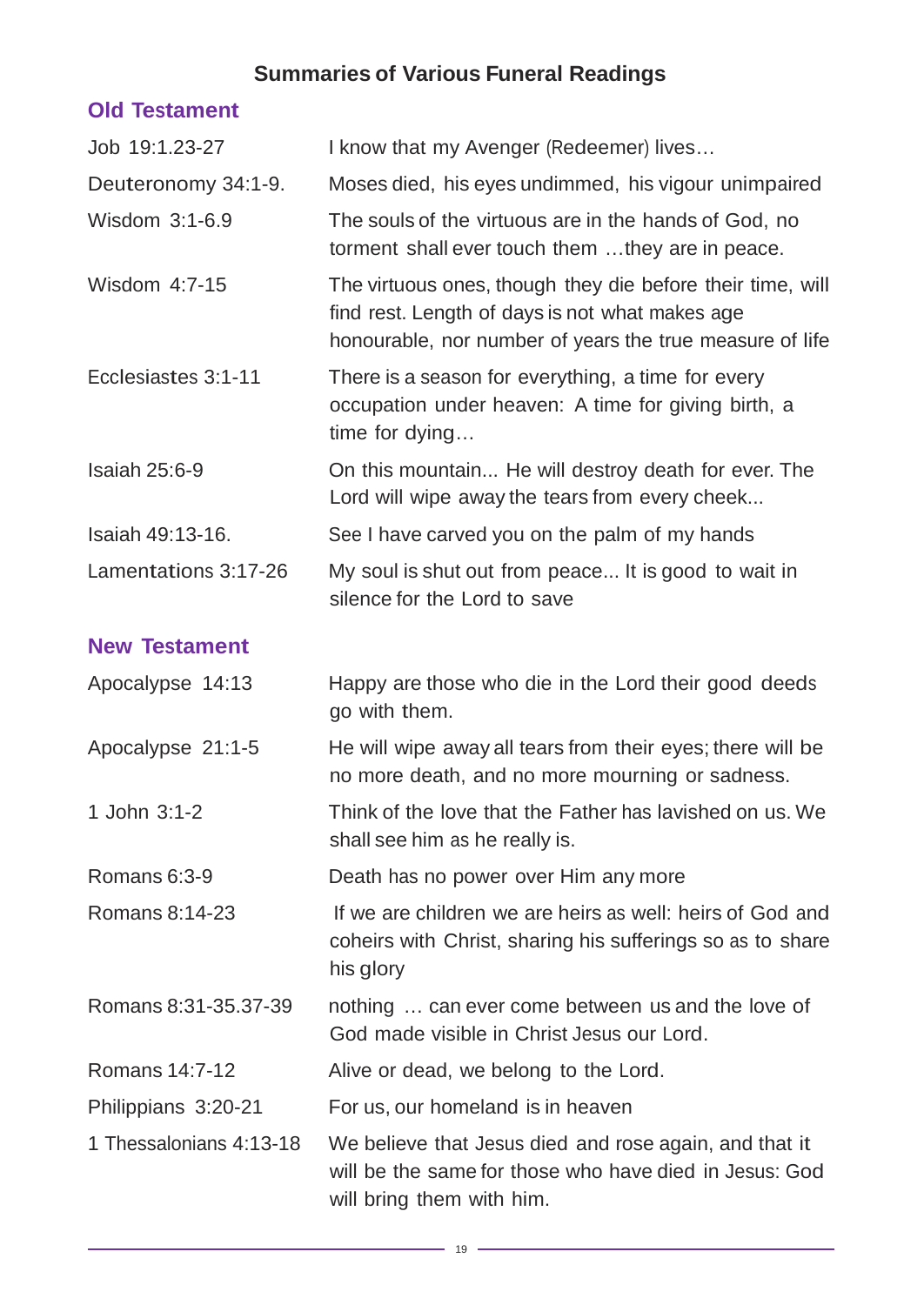## Summaries of Various Funeral Readings

### Old Testament

| | |
|---|---|
| Job 19:1.23-27 | I know that my Avenger (Redeemer) lives… |
| Deuteronomy 34:1-9. | Moses died, his eyes undimmed, his vigour unimpaired |
| Wisdom 3:1-6.9 | The souls of the virtuous are in the hands of God, no torment shall ever touch them …they are in peace. |
| Wisdom 4:7-15 | The virtuous ones, though they die before their time, will find rest. Length of days is not what makes age honourable, nor number of years the true measure of life |
| Ecclesiastes 3:1-11 | There is a season for everything, a time for every occupation under heaven: A time for giving birth, a time for dying… |
| Isaiah 25:6-9 | On this mountain... He will destroy death for ever. The Lord will wipe away the tears from every cheek... |
| Isaiah 49:13-16. | See I have carved you on the palm of my hands |
| Lamentations 3:17-26 | My soul is shut out from peace... It is good to wait in silence for the Lord to save |

### New Testament

| | |
|---|---|
| Apocalypse 14:13 | Happy are those who die in the Lord their good deeds go with them. |
| Apocalypse 21:1-5 | He will wipe away all tears from their eyes; there will be no more death, and no more mourning or sadness. |
| 1 John 3:1-2 | Think of the love that the Father has lavished on us. We shall see him as he really is. |
| Romans 6:3-9 | Death has no power over Him any more |
| Romans 8:14-23 | If we are children we are heirs as well: heirs of God and coheirs with Christ, sharing his sufferings so as to share his glory |
| Romans 8:31-35.37-39 | nothing … can ever come between us and the love of God made visible in Christ Jesus our Lord. |
| Romans 14:7-12 | Alive or dead, we belong to the Lord. |
| Philippians 3:20-21 | For us, our homeland is in heaven |
| 1 Thessalonians 4:13-18 | We believe that Jesus died and rose again, and that it will be the same for those who have died in Jesus: God will bring them with him. |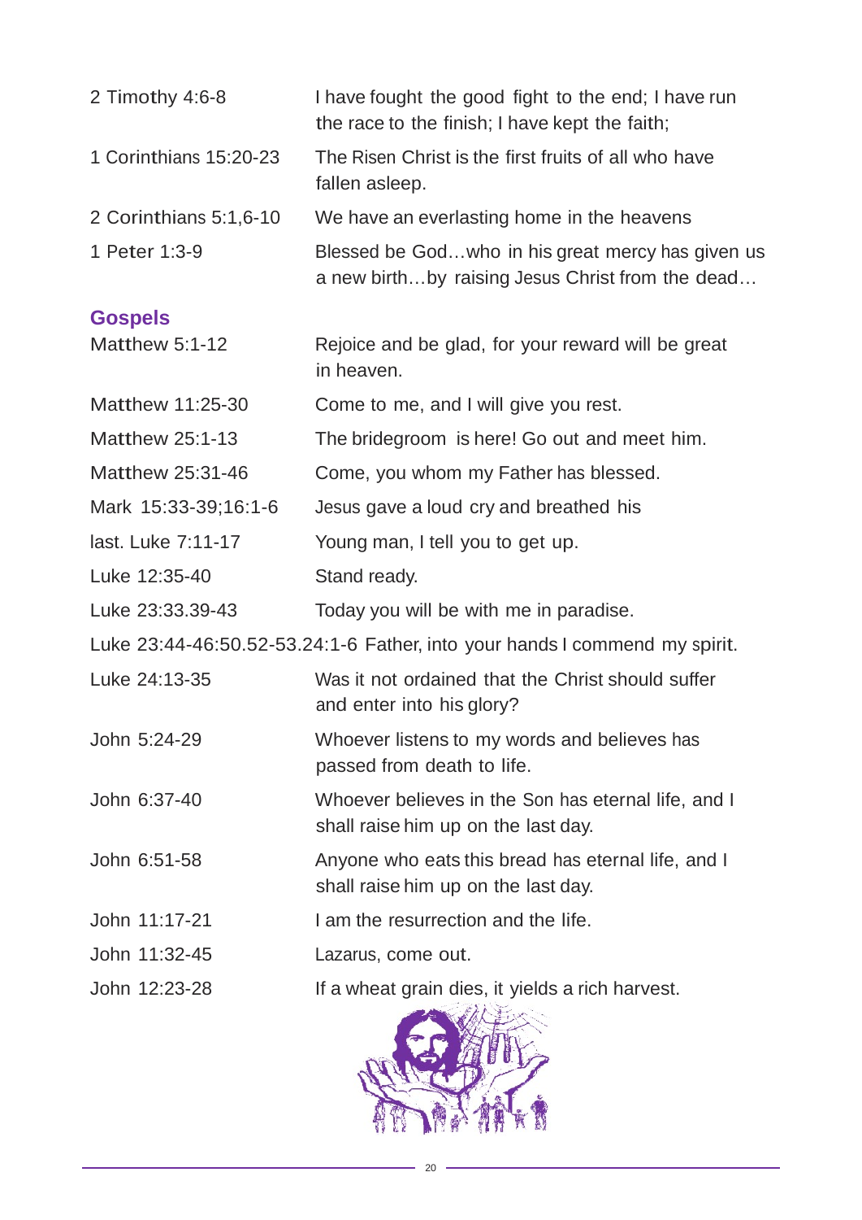| | |
|---|---|
| 2 Timothy 4:6-8 | I have fought the good fight to the end; I have run the race to the finish; I have kept the faith; |
| 1 Corinthians 15:20-23 | The Risen Christ is the first fruits of all who have fallen asleep. |
| 2 Corinthians 5:1,6-10 | We have an everlasting home in the heavens |
| 1 Peter 1:3-9 | Blessed be God…who in his great mercy has given us a new birth…by raising Jesus Christ from the dead… |

## Gospels

| | |
|---|---|
| Matthew 5:1-12 | Rejoice and be glad, for your reward will be great in heaven. |
| Matthew 11:25-30 | Come to me, and I will give you rest. |
| Matthew 25:1-13 | The bridegroom is here! Go out and meet him. |
| Matthew 25:31-46 | Come, you whom my Father has blessed. |
| Mark 15:33-39;16:1-6 | Jesus gave a loud cry and breathed his |
| last. Luke 7:11-17 | Young man, I tell you to get up. |
| Luke 12:35-40 | Stand ready. |
| Luke 23:33.39-43 | Today you will be with me in paradise. |
| Luke 23:44-46:50.52-53.24:1-6 | Father, into your hands I commend my spirit. |
| Luke 24:13-35 | Was it not ordained that the Christ should suffer and enter into his glory? |
| John 5:24-29 | Whoever listens to my words and believes has passed from death to life. |
| John 6:37-40 | Whoever believes in the Son has eternal life, and I shall raise him up on the last day. |
| John 6:51-58 | Anyone who eats this bread has eternal life, and I shall raise him up on the last day. |
| John 11:17-21 | I am the resurrection and the life. |
| John 11:32-45 | Lazarus, come out. |
| John 12:23-28 | If a wheat grain dies, it yields a rich harvest. |